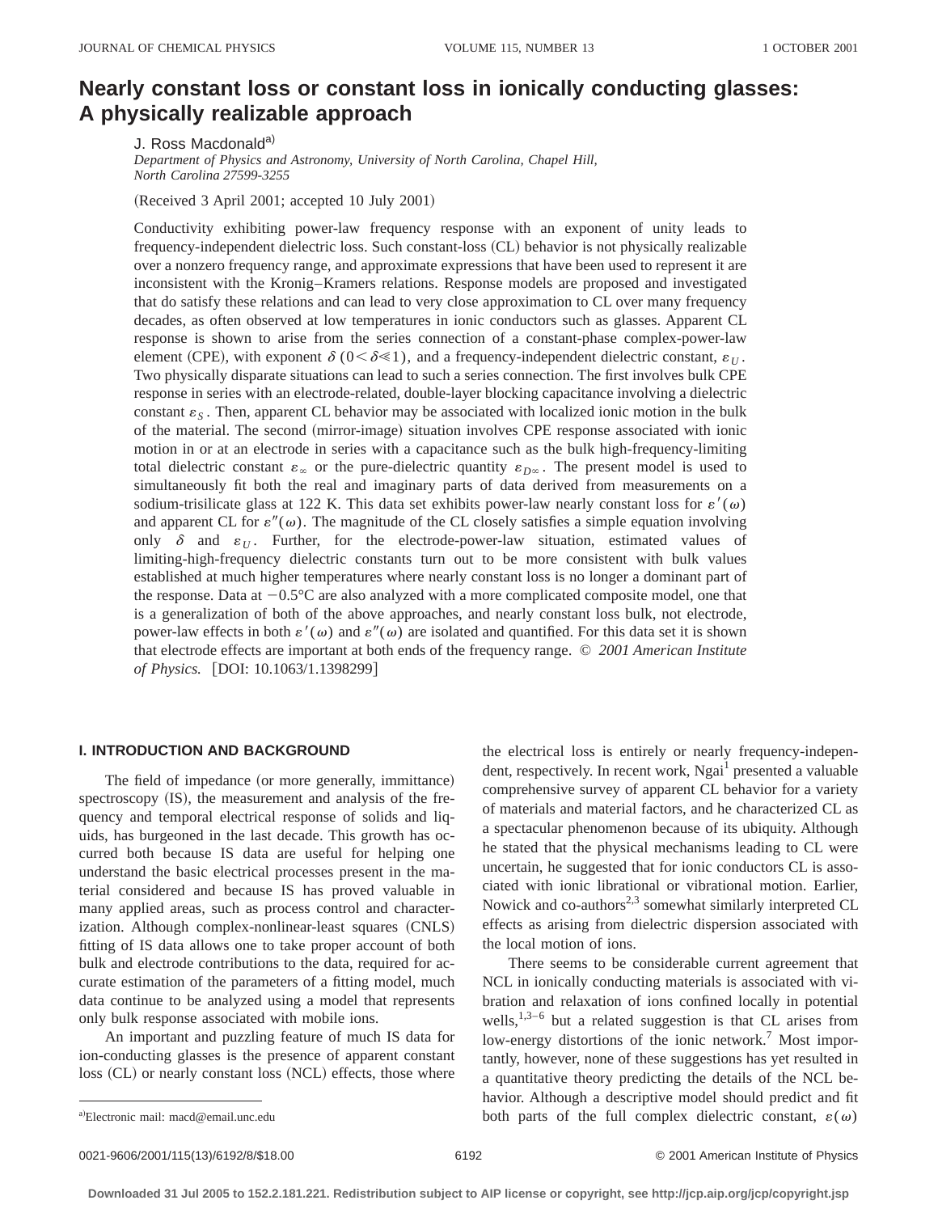# Nearly constant loss or constant loss in ionically conducting glasses: A physically realizable approach

J. Ross Macdonald[a]

*Department of Physics and Astronomy, University of North Carolina, Chapel Hill, North Carolina 27599-3255*

(Received 3 April 2001; accepted 10 July 2001)

Conductivity exhibiting power-law frequency response with an exponent of unity leads to frequency-independent dielectric loss. Such constant-loss (CL) behavior is not physically realizable over a nonzero frequency range, and approximate expressions that have been used to represent it are inconsistent with the Kronig–Kramers relations. Response models are proposed and investigated that do satisfy these relations and can lead to very close approximation to CL over many frequency decades, as often observed at low temperatures in ionic conductors such as glasses. Apparent CL response is shown to arise from the series connection of a constant-phase complex-power-law element (CPE), with exponent $\delta$ $(0<\delta\ll 1)$, and a frequency-independent dielectric constant, $\varepsilon_U$. Two physically disparate situations can lead to such a series connection. The first involves bulk CPE response in series with an electrode-related, double-layer blocking capacitance involving a dielectric constant $\varepsilon_S$. Then, apparent CL behavior may be associated with localized ionic motion in the bulk of the material. The second (mirror-image) situation involves CPE response associated with ionic motion in or at an electrode in series with a capacitance such as the bulk high-frequency-limiting total dielectric constant $\varepsilon_\infty$ or the pure-dielectric quantity $\varepsilon_{D\infty}$. The present model is used to simultaneously fit both the real and imaginary parts of data derived from measurements on a sodium-trisilicate glass at 122 K. This data set exhibits power-law nearly constant loss for $\varepsilon'(\omega)$ and apparent CL for $\varepsilon''(\omega)$. The magnitude of the CL closely satisfies a simple equation involving only $\delta$ and $\varepsilon_U$. Further, for the electrode-power-law situation, estimated values of limiting-high-frequency dielectric constants turn out to be more consistent with bulk values established at much higher temperatures where nearly constant loss is no longer a dominant part of the response. Data at $-0.5$°C are also analyzed with a more complicated composite model, one that is a generalization of both of the above approaches, and nearly constant loss bulk, not electrode, power-law effects in both $\varepsilon'(\omega)$ and $\varepsilon''(\omega)$ are isolated and quantified. For this data set it is shown that electrode effects are important at both ends of the frequency range. © *2001 American Institute of Physics.* [DOI: 10.1063/1.1398299]

## I. INTRODUCTION AND BACKGROUND

The field of impedance (or more generally, immittance) spectroscopy (IS), the measurement and analysis of the frequency and temporal electrical response of solids and liquids, has burgeoned in the last decade. This growth has occurred both because IS data are useful for helping one understand the basic electrical processes present in the material considered and because IS has proved valuable in many applied areas, such as process control and characterization. Although complex-nonlinear-least squares (CNLS) fitting of IS data allows one to take proper account of both bulk and electrode contributions to the data, required for accurate estimation of the parameters of a fitting model, much data continue to be analyzed using a model that represents only bulk response associated with mobile ions.

An important and puzzling feature of much IS data for ion-conducting glasses is the presence of apparent constant loss (CL) or nearly constant loss (NCL) effects, those where the electrical loss is entirely or nearly frequency-independent, respectively. In recent work, Ngai[1] presented a valuable comprehensive survey of apparent CL behavior for a variety of materials and material factors, and he characterized CL as a spectacular phenomenon because of its ubiquity. Although he stated that the physical mechanisms leading to CL were uncertain, he suggested that for ionic conductors CL is associated with ionic librational or vibrational motion. Earlier, Nowick and co-authors[2,3] somewhat similarly interpreted CL effects as arising from dielectric dispersion associated with the local motion of ions.

There seems to be considerable current agreement that NCL in ionically conducting materials is associated with vibration and relaxation of ions confined locally in potential wells,[1,3–6] but a related suggestion is that CL arises from low-energy distortions of the ionic network.[7] Most importantly, however, none of these suggestions has yet resulted in a quantitative theory predicting the details of the NCL behavior. Although a descriptive model should predict and fit both parts of the full complex dielectric constant, $\varepsilon(\omega)$

[a] Electronic mail: macd@email.unc.edu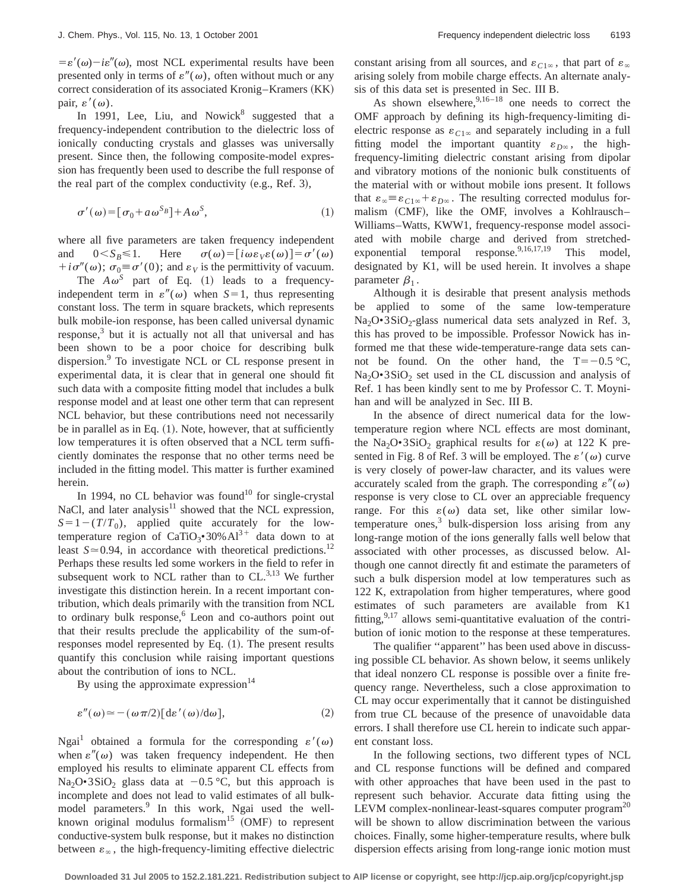$=\varepsilon'(\omega)-i\varepsilon''(\omega)$, most NCL experimental results have been presented only in terms of $\varepsilon''(\omega)$, often without much or any correct consideration of its associated Kronig–Kramers (KK) pair, $\varepsilon'(\omega)$.

In 1991, Lee, Liu, and Nowick[8] suggested that a frequency-independent contribution to the dielectric loss of ionically conducting crystals and glasses was universally present. Since then, the following composite-model expression has frequently been used to describe the full response of the real part of the complex conductivity (e.g., Ref. 3),

$$\sigma'(\omega)=[\sigma_0+a\omega^{S_B}]+A\omega^S, \tag{1}$$

where all five parameters are taken frequency independent and $0<S_B\leqslant 1$. Here $\sigma(\omega)=[i\omega\varepsilon_V\varepsilon(\omega)]=\sigma'(\omega)+i\sigma''(\omega)$; $\sigma_0\equiv\sigma'(0)$; and $\varepsilon_V$ is the permittivity of vacuum.

The $A\omega^S$ part of Eq. (1) leads to a frequency-independent term in $\varepsilon''(\omega)$ when $S=1$, thus representing constant loss. The term in square brackets, which represents bulk mobile-ion response, has been called universal dynamic response,[3] but it is actually not all that universal and has been shown to be a poor choice for describing bulk dispersion.[9] To investigate NCL or CL response present in experimental data, it is clear that in general one should fit such data with a composite fitting model that includes a bulk response model and at least one other term that can represent NCL behavior, but these contributions need not necessarily be in parallel as in Eq. (1). Note, however, that at sufficiently low temperatures it is often observed that a NCL term sufficiently dominates the response that no other terms need be included in the fitting model. This matter is further examined herein.

In 1994, no CL behavior was found[10] for single-crystal NaCl, and later analysis[11] showed that the NCL expression, $S=1-(T/T_0)$, applied quite accurately for the low-temperature region of $CaTiO_3$•$30\%Al^{3+}$ data down to at least $S\simeq 0.94$, in accordance with theoretical predictions.[12] Perhaps these results led some workers in the field to refer in subsequent work to NCL rather than to CL.[3,13] We further investigate this distinction herein. In a recent important contribution, which deals primarily with the transition from NCL to ordinary bulk response,[6] Leon and co-authors point out that their results preclude the applicability of the sum-of-responses model represented by Eq. (1). The present results quantify this conclusion while raising important questions about the contribution of ions to NCL.

By using the approximate expression[14]

$$\varepsilon''(\omega)\simeq-(\omega\pi/2)[d\varepsilon'(\omega)/d\omega], \tag{2}$$

Ngai[1] obtained a formula for the corresponding $\varepsilon'(\omega)$ when $\varepsilon''(\omega)$ was taken frequency independent. He then employed his results to eliminate apparent CL effects from $Na_2O$•$3SiO_2$ glass data at $-0.5\,°C$, but this approach is incomplete and does not lead to valid estimates of all bulk-model parameters.[9] In this work, Ngai used the well-known original modulus formalism[15] (OMF) to represent conductive-system bulk response, but it makes no distinction between $\varepsilon_\infty$, the high-frequency-limiting effective dielectric constant arising from all sources, and $\varepsilon_{C1\infty}$, that part of $\varepsilon_\infty$ arising solely from mobile charge effects. An alternate analysis of this data set is presented in Sec. III B.

As shown elsewhere,[9,16–18] one needs to correct the OMF approach by defining its high-frequency-limiting dielectric response as $\varepsilon_{C1\infty}$ and separately including in a full fitting model the important quantity $\varepsilon_{D\infty}$, the high-frequency-limiting dielectric constant arising from dipolar and vibratory motions of the nonionic bulk constituents of the material with or without mobile ions present. It follows that $\varepsilon_\infty\equiv\varepsilon_{C1\infty}+\varepsilon_{D\infty}$. The resulting corrected modulus formalism (CMF), like the OMF, involves a Kohlrausch–Williams–Watts, KWW1, frequency-response model associated with mobile charge and derived from stretched-exponential temporal response.[9,16,17,19] This model, designated by K1, will be used herein. It involves a shape parameter $\beta_1$.

Although it is desirable that present analysis methods be applied to some of the same low-temperature $Na_2O$•$3SiO_2$-glass numerical data sets analyzed in Ref. 3, this has proved to be impossible. Professor Nowick has informed me that these wide-temperature-range data sets cannot be found. On the other hand, the $T=-0.5\,°C$, $Na_2O$•$3SiO_2$ set used in the CL discussion and analysis of Ref. 1 has been kindly sent to me by Professor C. T. Moynihan and will be analyzed in Sec. III B.

In the absence of direct numerical data for the low-temperature region where NCL effects are most dominant, the $Na_2O$•$3SiO_2$ graphical results for $\varepsilon(\omega)$ at 122 K presented in Fig. 8 of Ref. 3 will be employed. The $\varepsilon'(\omega)$ curve is very closely of power-law character, and its values were accurately scaled from the graph. The corresponding $\varepsilon''(\omega)$ response is very close to CL over an appreciable frequency range. For this $\varepsilon(\omega)$ data set, like other similar low-temperature ones,[3] bulk-dispersion loss arising from any long-range motion of the ions generally falls well below that associated with other processes, as discussed below. Although one cannot directly fit and estimate the parameters of such a bulk dispersion model at low temperatures such as 122 K, extrapolation from higher temperatures, where good estimates of such parameters are available from K1 fitting,[9,17] allows semi-quantitative evaluation of the contribution of ionic motion to the response at these temperatures.

The qualifier ''apparent'' has been used above in discussing possible CL behavior. As shown below, it seems unlikely that ideal nonzero CL response is possible over a finite frequency range. Nevertheless, such a close approximation to CL may occur experimentally that it cannot be distinguished from true CL because of the presence of unavoidable data errors. I shall therefore use CL herein to indicate such apparent constant loss.

In the following sections, two different types of NCL and CL response functions will be defined and compared with other approaches that have been used in the past to represent such behavior. Accurate data fitting using the LEVM complex-nonlinear-least-squares computer program[20] will be shown to allow discrimination between the various choices. Finally, some higher-temperature results, where bulk dispersion effects arising from long-range ionic motion must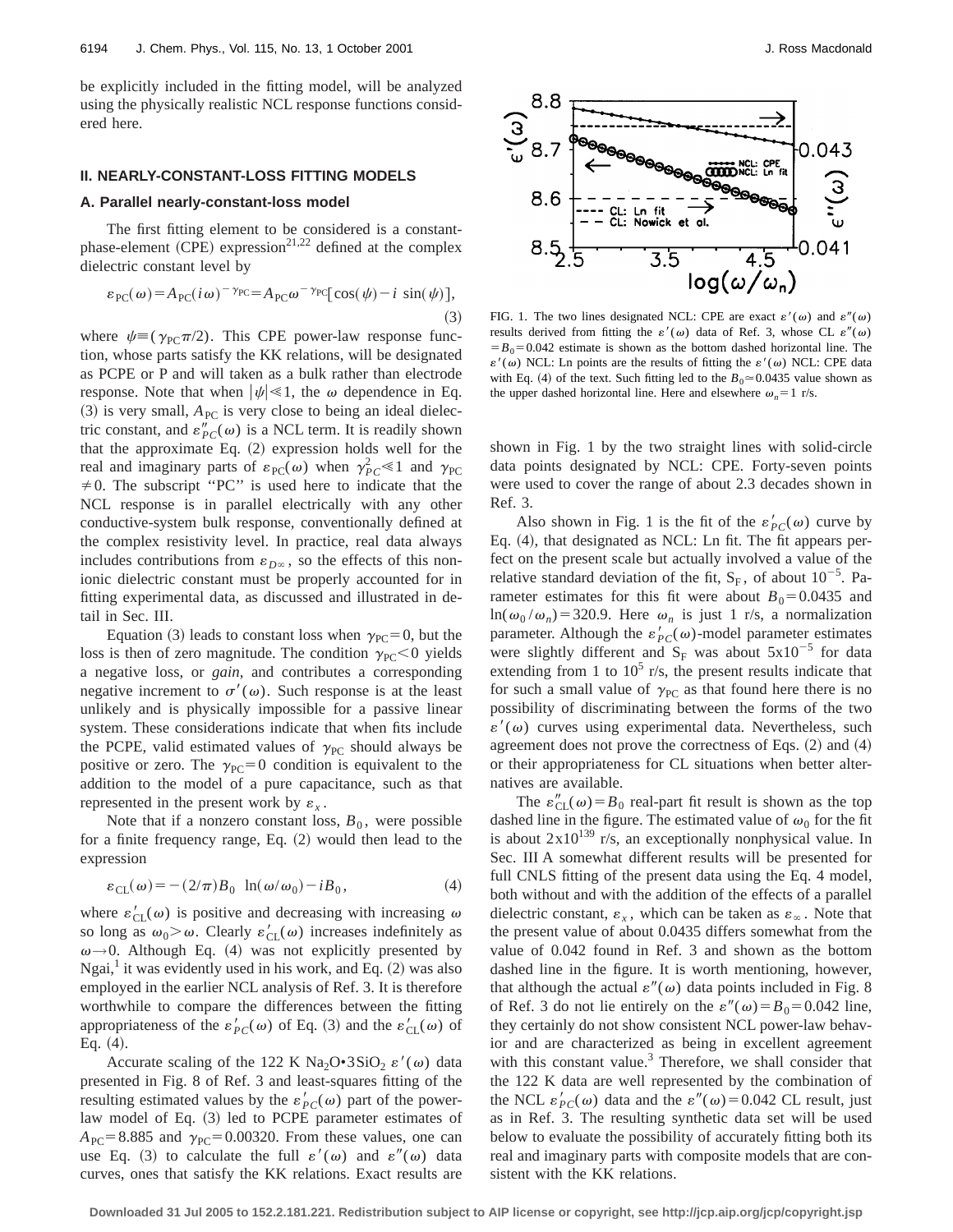be explicitly included in the fitting model, will be analyzed using the physically realistic NCL response functions considered here.

## II. NEARLY-CONSTANT-LOSS FITTING MODELS

### A. Parallel nearly-constant-loss model

The first fitting element to be considered is a constant-phase-element (CPE) expression[21,22] defined at the complex dielectric constant level by

$$\varepsilon_{PC}(\omega)=A_{PC}(i\omega)^{-\gamma_{PC}}=A_{PC}\omega^{-\gamma_{PC}}[\cos(\psi)-i\,\sin(\psi)], \tag{3}$$

where $\psi\equiv(\gamma_{PC}\pi/2)$. This CPE power-law response function, whose parts satisfy the KK relations, will be designated as PCPE or P and will taken as a bulk rather than electrode response. Note that when $|\psi|\ll 1$, the $\omega$ dependence in Eq. (3) is very small, $A_{PC}$ is very close to being an ideal dielectric constant, and $\varepsilon''_{PC}(\omega)$ is a NCL term. It is readily shown that the approximate Eq. (2) expression holds well for the real and imaginary parts of $\varepsilon_{PC}(\omega)$ when $\gamma_{PC}^2\ll 1$ and $\gamma_{PC}\neq 0$. The subscript "PC" is used here to indicate that the NCL response is in parallel electrically with any other conductive-system bulk response, conventionally defined at the complex resistivity level. In practice, real data always includes contributions from $\varepsilon_{D\infty}$, so the effects of this nonionic dielectric constant must be properly accounted for in fitting experimental data, as discussed and illustrated in detail in Sec. III.

Equation (3) leads to constant loss when $\gamma_{PC}=0$, but the loss is then of zero magnitude. The condition $\gamma_{PC}<0$ yields a negative loss, or *gain*, and contributes a corresponding negative increment to $\sigma'(\omega)$. Such response is at the least unlikely and is physically impossible for a passive linear system. These considerations indicate that when fits include the PCPE, valid estimated values of $\gamma_{PC}$ should always be positive or zero. The $\gamma_{PC}=0$ condition is equivalent to the addition to the model of a pure capacitance, such as that represented in the present work by $\varepsilon_x$.

Note that if a nonzero constant loss, $B_0$, were possible for a finite frequency range, Eq. (2) would then lead to the expression

$$\varepsilon_{CL}(\omega)=-(2/\pi)B_0\;\ln(\omega/\omega_0)-iB_0, \tag{4}$$

where $\varepsilon'_{CL}(\omega)$ is positive and decreasing with increasing $\omega$ so long as $\omega_0>\omega$. Clearly $\varepsilon'_{CL}(\omega)$ increases indefinitely as $\omega\to 0$. Although Eq. (4) was not explicitly presented by Ngai,[1] it was evidently used in his work, and Eq. (2) was also employed in the earlier NCL analysis of Ref. 3. It is therefore worthwhile to compare the differences between the fitting appropriateness of the $\varepsilon'_{PC}(\omega)$ of Eq. (3) and the $\varepsilon'_{CL}(\omega)$ of Eq. (4).

Accurate scaling of the 122 K $Na_2O{\bullet}3SiO_2$ $\varepsilon'(\omega)$ data presented in Fig. 8 of Ref. 3 and least-squares fitting of the resulting estimated values by the $\varepsilon'_{PC}(\omega)$ part of the power-law model of Eq. (3) led to PCPE parameter estimates of $A_{PC}=8.885$ and $\gamma_{PC}=0.00320$. From these values, one can use Eq. (3) to calculate the full $\varepsilon'(\omega)$ and $\varepsilon''(\omega)$ data curves, ones that satisfy the KK relations. Exact results are shown in Fig. 1 by the two straight lines with solid-circle data points designated by NCL: CPE. Forty-seven points were used to cover the range of about 2.3 decades shown in Ref. 3.

FIG. 1. The two lines designated NCL: CPE are exact $\varepsilon'(\omega)$ and $\varepsilon''(\omega)$ results derived from fitting the $\varepsilon'(\omega)$ data of Ref. 3, whose CL $\varepsilon''(\omega)=B_0=0.042$ estimate is shown as the bottom dashed horizontal line. The $\varepsilon'(\omega)$ NCL: Ln points are the results of fitting the $\varepsilon'(\omega)$ NCL: CPE data with Eq. (4) of the text. Such fitting led to the $B_0\simeq 0.0435$ value shown as the upper dashed horizontal line. Here and elsewhere $\omega_n=1$ r/s.

Also shown in Fig. 1 is the fit of the $\varepsilon'_{PC}(\omega)$ curve by Eq. (4), that designated as NCL: Ln fit. The fit appears perfect on the present scale but actually involved a value of the relative standard deviation of the fit, $S_F$, of about $10^{-5}$. Parameter estimates for this fit were about $B_0=0.0435$ and $\ln(\omega_0/\omega_n)=320.9$. Here $\omega_n$ is just 1 r/s, a normalization parameter. Although the $\varepsilon'_{PC}(\omega)$-model parameter estimates were slightly different and $S_F$ was about $5\mathrm{x}10^{-5}$ for data extending from 1 to $10^5$ r/s, the present results indicate that for such a small value of $\gamma_{PC}$ as that found here there is no possibility of discriminating between the forms of the two $\varepsilon'(\omega)$ curves using experimental data. Nevertheless, such agreement does not prove the correctness of Eqs. (2) and (4) or their appropriateness for CL situations when better alternatives are available.

The $\varepsilon''_{CL}(\omega)=B_0$ real-part fit result is shown as the top dashed line in the figure. The estimated value of $\omega_0$ for the fit is about $2\mathrm{x}10^{139}$ r/s, an exceptionally nonphysical value. In Sec. III A somewhat different results will be presented for full CNLS fitting of the present data using the Eq. 4 model, both without and with the addition of the effects of a parallel dielectric constant, $\varepsilon_x$, which can be taken as $\varepsilon_\infty$. Note that the present value of about 0.0435 differs somewhat from the value of 0.042 found in Ref. 3 and shown as the bottom dashed line in the figure. It is worth mentioning, however, that although the actual $\varepsilon''(\omega)$ data points included in Fig. 8 of Ref. 3 do not lie entirely on the $\varepsilon''(\omega)=B_0=0.042$ line, they certainly do not show consistent NCL power-law behavior and are characterized as being in excellent agreement with this constant value.[3] Therefore, we shall consider that the 122 K data are well represented by the combination of the NCL $\varepsilon'_{PC}(\omega)$ data and the $\varepsilon''(\omega)=0.042$ CL result, just as in Ref. 3. The resulting synthetic data set will be used below to evaluate the possibility of accurately fitting both its real and imaginary parts with composite models that are consistent with the KK relations.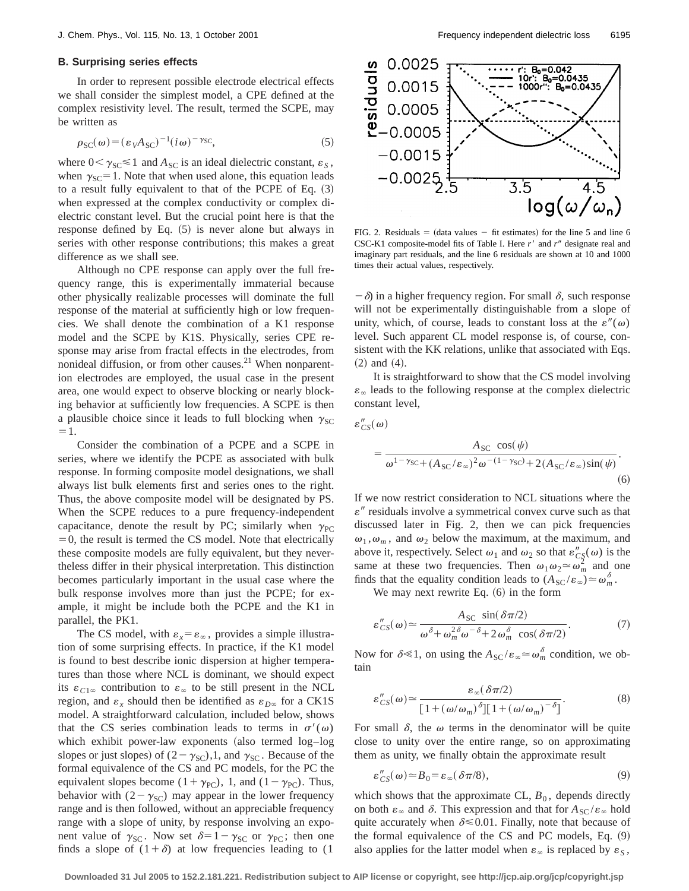### B. Surprising series effects

In order to represent possible electrode electrical effects we shall consider the simplest model, a CPE defined at the complex resistivity level. The result, termed the SCPE, may be written as

$$\rho_{SC}(\omega)=(\varepsilon_V A_{SC})^{-1}(i\omega)^{-\gamma_{SC}}, \tag{5}$$

where $0<\gamma_{SC}\leqslant 1$ and $A_{SC}$ is an ideal dielectric constant, $\varepsilon_S$, when $\gamma_{SC}=1$. Note that when used alone, this equation leads to a result fully equivalent to that of the PCPE of Eq. (3) when expressed at the complex conductivity or complex dielectric constant level. But the crucial point here is that the response defined by Eq. (5) is never alone but always in series with other response contributions; this makes a great difference as we shall see.

Although no CPE response can apply over the full frequency range, this is experimentally immaterial because other physically realizable processes will dominate the full response of the material at sufficiently high or low frequencies. We shall denote the combination of a K1 response model and the SCPE by K1S. Physically, series CPE response may arise from fractal effects in the electrodes, from nonideal diffusion, or from other causes.[21] When nonparent-ion electrodes are employed, the usual case in the present area, one would expect to observe blocking or nearly blocking behavior at sufficiently low frequencies. A SCPE is then a plausible choice since it leads to full blocking when $\gamma_{SC}=1$.

Consider the combination of a PCPE and a SCPE in series, where we identify the PCPE as associated with bulk response. In forming composite model designations, we shall always list bulk elements first and series ones to the right. Thus, the above composite model will be designated by PS. When the SCPE reduces to a pure frequency-independent capacitance, denote the result by PC; similarly when $\gamma_{PC}=0$, the result is termed the CS model. Note that electrically these composite models are fully equivalent, but they nevertheless differ in their physical interpretation. This distinction becomes particularly important in the usual case where the bulk response involves more than just the PCPE; for example, it might be include both the PCPE and the K1 in parallel, the PK1.

The CS model, with $\varepsilon_x=\varepsilon_\infty$, provides a simple illustration of some surprising effects. In practice, if the K1 model is found to best describe ionic dispersion at higher temperatures than those where NCL is dominant, we should expect its $\varepsilon_{C1\infty}$ contribution to $\varepsilon_\infty$ to be still present in the NCL region, and $\varepsilon_x$ should then be identified as $\varepsilon_{D\infty}$ for a CK1S model. A straightforward calculation, included below, shows that the CS series combination leads to terms in $\sigma'(\omega)$ which exhibit power-law exponents (also termed log–log slopes or just slopes) of $(2-\gamma_{SC})$,1, and $\gamma_{SC}$. Because of the formal equivalence of the CS and PC models, for the PC the equivalent slopes become $(1+\gamma_{PC})$, 1, and $(1-\gamma_{PC})$. Thus, behavior with $(2-\gamma_{SC})$ may appear in the lower frequency range and is then followed, without an appreciable frequency range with a slope of unity, by response involving an exponent value of $\gamma_{SC}$. Now set $\delta=1-\gamma_{SC}$ or $\gamma_{PC}$; then one finds a slope of $(1+\delta)$ at low frequencies leading to $(1-\delta)$ in a higher frequency region. For small $\delta$, such response will not be experimentally distinguishable from a slope of unity, which, of course, leads to constant loss at the $\varepsilon''(\omega)$ level. Such apparent CL model response is, of course, consistent with the KK relations, unlike that associated with Eqs. (2) and (4).

FIG. 2. Residuals = (data values − fit estimates) for the line 5 and line 6 CSC-K1 composite-model fits of Table I. Here $r'$ and $r''$ designate real and imaginary part residuals, and the line 6 residuals are shown at 10 and 1000 times their actual values, respectively.

It is straightforward to show that the CS model involving $\varepsilon_\infty$ leads to the following response at the complex dielectric constant level,

$$\varepsilon''_{CS}(\omega)=\frac{A_{SC}\cos(\psi)}{\omega^{1-\gamma_{SC}}+(A_{SC}/\varepsilon_\infty)^2\omega^{-(1-\gamma_{SC})}+2(A_{SC}/\varepsilon_\infty)\sin(\psi)}. \tag{6}$$

If we now restrict consideration to NCL situations where the $\varepsilon''$ residuals involve a symmetrical convex curve such as that discussed later in Fig. 2, then we can pick frequencies $\omega_1,\omega_m$, and $\omega_2$ below the maximum, at the maximum, and above it, respectively. Select $\omega_1$ and $\omega_2$ so that $\varepsilon''_{CS}(\omega)$ is the same at these two frequencies. Then $\omega_1\omega_2\simeq\omega_m^2$ and one finds that the equality condition leads to $(A_{SC}/\varepsilon_\infty)\simeq\omega_m^\delta$.

We may next rewrite Eq. (6) in the form

$$\varepsilon''_{CS}(\omega)\simeq\frac{A_{SC}\sin(\delta\pi/2)}{\omega^\delta+\omega_m^{2\delta}\omega^{-\delta}+2\omega_m^\delta\cos(\delta\pi/2)}. \tag{7}$$

Now for $\delta\ll 1$, on using the $A_{SC}/\varepsilon_\infty\simeq\omega_m^\delta$ condition, we obtain

$$\varepsilon''_{CS}(\omega)\simeq\frac{\varepsilon_\infty(\delta\pi/2)}{[1+(\omega/\omega_m)^\delta][1+(\omega/\omega_m)^{-\delta}]}. \tag{8}$$

For small $\delta$, the $\omega$ terms in the denominator will be quite close to unity over the entire range, so on approximating them as unity, we finally obtain the approximate result

$$\varepsilon''_{CS}(\omega)\simeq B_0=\varepsilon_\infty(\delta\pi/8), \tag{9}$$

which shows that the approximate CL, $B_0$, depends directly on both $\varepsilon_\infty$ and $\delta$. This expression and that for $A_{SC}/\varepsilon_\infty$ hold quite accurately when $\delta\leqslant 0.01$. Finally, note that because of the formal equivalence of the CS and PC models, Eq. (9) also applies for the latter model when $\varepsilon_\infty$ is replaced by $\varepsilon_S$,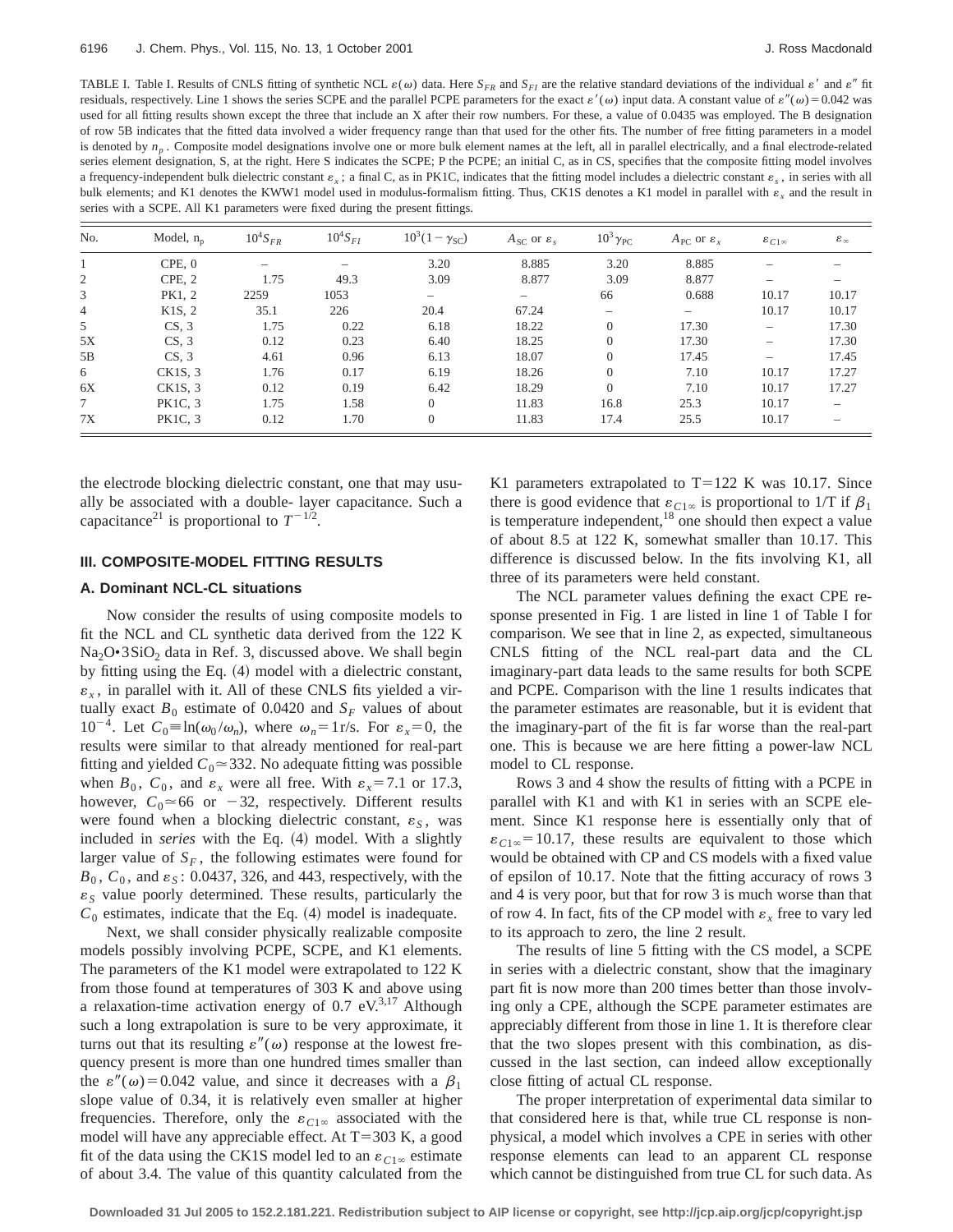TABLE I. Table I. Results of CNLS fitting of synthetic NCL $\varepsilon(\omega)$ data. Here $S_{FR}$ and $S_{FI}$ are the relative standard deviations of the individual $\varepsilon'$ and $\varepsilon''$ fit residuals, respectively. Line 1 shows the series SCPE and the parallel PCPE parameters for the exact $\varepsilon'(\omega)$ input data. A constant value of $\varepsilon''(\omega)=0.042$ was used for all fitting results shown except the three that include an X after their row numbers. For these, a value of 0.0435 was employed. The B designation of row 5B indicates that the fitted data involved a wider frequency range than that used for the other fits. The number of free fitting parameters in a model is denoted by $n_p$. Composite model designations involve one or more bulk element names at the left, all in parallel electrically, and a final electrode-related series element designation, S, at the right. Here S indicates the SCPE; P the PCPE; an initial C, as in CS, specifies that the composite fitting model involves a frequency-independent bulk dielectric constant $\varepsilon_x$; a final C, as in PK1C, indicates that the fitting model includes a dielectric constant $\varepsilon_s$, in series with all bulk elements; and K1 denotes the KWW1 model used in modulus-formalism fitting. Thus, CK1S denotes a K1 model in parallel with $\varepsilon_x$ and the result in series with a SCPE. All K1 parameters were fixed during the present fittings.

| No. | Model, $n_p$ | $10^4 S_{FR}$ | $10^4 S_{FI}$ | $10^3(1-\gamma_{SC})$ | $A_{SC}$ or $\varepsilon_s$ | $10^3\gamma_{PC}$ | $A_{PC}$ or $\varepsilon_x$ | $\varepsilon_{C1\infty}$ | $\varepsilon_\infty$ |
|---|---|---|---|---|---|---|---|---|---|
| 1 | CPE, 0 | – | – | 3.20 | 8.885 | 3.20 | 8.885 | – | – |
| 2 | CPE, 2 | 1.75 | 49.3 | 3.09 | 8.877 | 3.09 | 8.877 | – | – |
| 3 | PK1, 2 | 2259 | 1053 | – | – | 66 | 0.688 | 10.17 | 10.17 |
| 4 | K1S, 2 | 35.1 | 226 | 20.4 | 67.24 | – | – | 10.17 | 10.17 |
| 5 | CS, 3 | 1.75 | 0.22 | 6.18 | 18.22 | 0 | 17.30 | – | 17.30 |
| 5X | CS, 3 | 0.12 | 0.23 | 6.40 | 18.25 | 0 | 17.30 | – | 17.30 |
| 5B | CS, 3 | 4.61 | 0.96 | 6.13 | 18.07 | 0 | 17.45 | – | 17.45 |
| 6 | CK1S, 3 | 1.76 | 0.17 | 6.19 | 18.26 | 0 | 7.10 | 10.17 | 17.27 |
| 6X | CK1S, 3 | 0.12 | 0.19 | 6.42 | 18.29 | 0 | 7.10 | 10.17 | 17.27 |
| 7 | PK1C, 3 | 1.75 | 1.58 | 0 | 11.83 | 16.8 | 25.3 | 10.17 | – |
| 7X | PK1C, 3 | 0.12 | 1.70 | 0 | 11.83 | 17.4 | 25.5 | 10.17 | – |

the electrode blocking dielectric constant, one that may usually be associated with a double- layer capacitance. Such a capacitance[21] is proportional to $T^{-1/2}$.

## III. COMPOSITE-MODEL FITTING RESULTS

### A. Dominant NCL-CL situations

Now consider the results of using composite models to fit the NCL and CL synthetic data derived from the 122 K $Na_2O\bullet 3SiO_2$ data in Ref. 3, discussed above. We shall begin by fitting using the Eq. (4) model with a dielectric constant, $\varepsilon_x$, in parallel with it. All of these CNLS fits yielded a virtually exact $B_0$ estimate of 0.0420 and $S_F$ values of about $10^{-4}$. Let $C_0 \equiv \ln(\omega_0/\omega_n)$, where $\omega_n = 1$ r/s. For $\varepsilon_x = 0$, the results were similar to that already mentioned for real-part fitting and yielded $C_0 \simeq 332$. No adequate fitting was possible when $B_0$, $C_0$, and $\varepsilon_x$ were all free. With $\varepsilon_x = 7.1$ or 17.3, however, $C_0 \simeq 66$ or $-32$, respectively. Different results were found when a blocking dielectric constant, $\varepsilon_S$, was included in *series* with the Eq. (4) model. With a slightly larger value of $S_F$, the following estimates were found for $B_0$, $C_0$, and $\varepsilon_S$: 0.0437, 326, and 443, respectively, with the $\varepsilon_S$ value poorly determined. These results, particularly the $C_0$ estimates, indicate that the Eq. (4) model is inadequate.

Next, we shall consider physically realizable composite models possibly involving PCPE, SCPE, and K1 elements. The parameters of the K1 model were extrapolated to 122 K from those found at temperatures of 303 K and above using a relaxation-time activation energy of 0.7 eV.[3,17] Although such a long extrapolation is sure to be very approximate, it turns out that its resulting $\varepsilon''(\omega)$ response at the lowest frequency present is more than one hundred times smaller than the $\varepsilon''(\omega) = 0.042$ value, and since it decreases with a $\beta_1$ slope value of 0.34, it is relatively even smaller at higher frequencies. Therefore, only the $\varepsilon_{C1\infty}$ associated with the model will have any appreciable effect. At T=303 K, a good fit of the data using the CK1S model led to an $\varepsilon_{C1\infty}$ estimate of about 3.4. The value of this quantity calculated from the K1 parameters extrapolated to T=122 K was 10.17. Since there is good evidence that $\varepsilon_{C1\infty}$ is proportional to 1/T if $\beta_1$ is temperature independent,[18] one should then expect a value of about 8.5 at 122 K, somewhat smaller than 10.17. This difference is discussed below. In the fits involving K1, all three of its parameters were held constant.

The NCL parameter values defining the exact CPE response presented in Fig. 1 are listed in line 1 of Table I for comparison. We see that in line 2, as expected, simultaneous CNLS fitting of the NCL real-part data and the CL imaginary-part data leads to the same results for both SCPE and PCPE. Comparison with the line 1 results indicates that the parameter estimates are reasonable, but it is evident that the imaginary-part of the fit is far worse than the real-part one. This is because we are here fitting a power-law NCL model to CL response.

Rows 3 and 4 show the results of fitting with a PCPE in parallel with K1 and with K1 in series with an SCPE element. Since K1 response here is essentially only that of $\varepsilon_{C1\infty} = 10.17$, these results are equivalent to those which would be obtained with CP and CS models with a fixed value of epsilon of 10.17. Note that the fitting accuracy of rows 3 and 4 is very poor, but that for row 3 is much worse than that of row 4. In fact, fits of the CP model with $\varepsilon_x$ free to vary led to its approach to zero, the line 2 result.

The results of line 5 fitting with the CS model, a SCPE in series with a dielectric constant, show that the imaginary part fit is now more than 200 times better than those involving only a CPE, although the SCPE parameter estimates are appreciably different from those in line 1. It is therefore clear that the two slopes present with this combination, as discussed in the last section, can indeed allow exceptionally close fitting of actual CL response.

The proper interpretation of experimental data similar to that considered here is that, while true CL response is nonphysical, a model which involves a CPE in series with other response elements can lead to an apparent CL response which cannot be distinguished from true CL for such data. As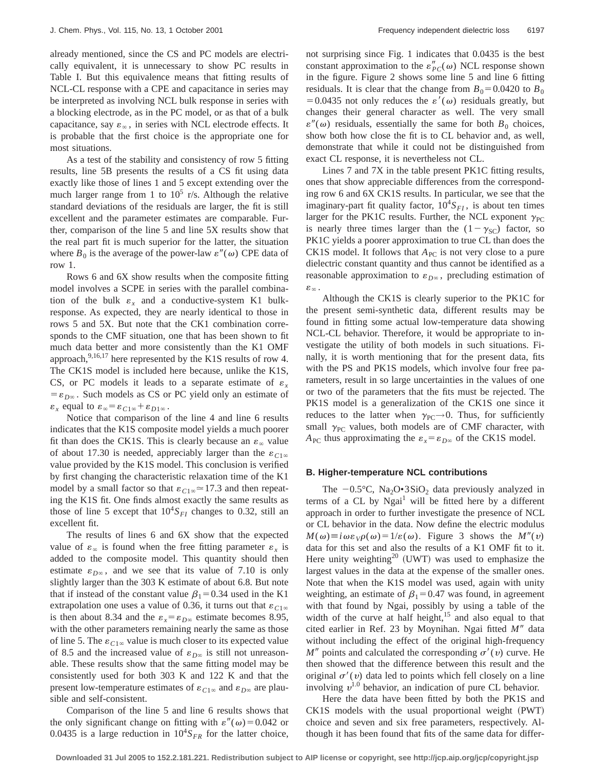already mentioned, since the CS and PC models are electrically equivalent, it is unnecessary to show PC results in Table I. But this equivalence means that fitting results of NCL-CL response with a CPE and capacitance in series may be interpreted as involving NCL bulk response in series with a blocking electrode, as in the PC model, or as that of a bulk capacitance, say $\varepsilon_\infty$, in series with NCL electrode effects. It is probable that the first choice is the appropriate one for most situations.

As a test of the stability and consistency of row 5 fitting results, line 5B presents the results of a CS fit using data exactly like those of lines 1 and 5 except extending over the much larger range from 1 to $10^5$ r/s. Although the relative standard deviations of the residuals are larger, the fit is still excellent and the parameter estimates are comparable. Further, comparison of the line 5 and line 5X results show that the real part fit is much superior for the latter, the situation where $B_0$ is the average of the power-law $\varepsilon''(\omega)$ CPE data of row 1.

Rows 6 and 6X show results when the composite fitting model involves a SCPE in series with the parallel combination of the bulk $\varepsilon_x$ and a conductive-system K1 bulk-response. As expected, they are nearly identical to those in rows 5 and 5X. But note that the CK1 combination corresponds to the CMF situation, one that has been shown to fit much data better and more consistently than the K1 OMF approach,[9,16,17] here represented by the K1S results of row 4. The CK1S model is included here because, unlike the K1S, CS, or PC models it leads to a separate estimate of $\varepsilon_x = \varepsilon_{D\infty}$. Such models as CS or PC yield only an estimate of $\varepsilon_x$ equal to $\varepsilon_\infty = \varepsilon_{C1\infty} + \varepsilon_{D1\infty}$.

Notice that comparison of the line 4 and line 6 results indicates that the K1S composite model yields a much poorer fit than does the CK1S. This is clearly because an $\varepsilon_\infty$ value of about 17.30 is needed, appreciably larger than the $\varepsilon_{C1\infty}$ value provided by the K1S model. This conclusion is verified by first changing the characteristic relaxation time of the K1 model by a small factor so that $\varepsilon_{C1\infty} \simeq 17.3$ and then repeating the K1S fit. One finds almost exactly the same results as those of line 5 except that $10^4 S_{FI}$ changes to 0.32, still an excellent fit.

The results of lines 6 and 6X show that the expected value of $\varepsilon_\infty$ is found when the free fitting parameter $\varepsilon_x$ is added to the composite model. This quantity should then estimate $\varepsilon_{D\infty}$, and we see that its value of 7.10 is only slightly larger than the 303 K estimate of about 6.8. But note that if instead of the constant value $\beta_1 = 0.34$ used in the K1 extrapolation one uses a value of 0.36, it turns out that $\varepsilon_{C1\infty}$ is then about 8.34 and the $\varepsilon_x = \varepsilon_{D\infty}$ estimate becomes 8.95, with the other parameters remaining nearly the same as those of line 5. The $\varepsilon_{C1\infty}$ value is much closer to its expected value of 8.5 and the increased value of $\varepsilon_{D\infty}$ is still not unreasonable. These results show that the same fitting model may be consistently used for both 303 K and 122 K and that the present low-temperature estimates of $\varepsilon_{C1\infty}$ and $\varepsilon_{D\infty}$ are plausible and self-consistent.

Comparison of the line 5 and line 6 results shows that the only significant change on fitting with $\varepsilon''(\omega) = 0.042$ or 0.0435 is a large reduction in $10^4 S_{FR}$ for the latter choice, not surprising since Fig. 1 indicates that 0.0435 is the best constant approximation to the $\varepsilon''_{PC}(\omega)$ NCL response shown in the figure. Figure 2 shows some line 5 and line 6 fitting residuals. It is clear that the change from $B_0 = 0.0420$ to $B_0 = 0.0435$ not only reduces the $\varepsilon'(\omega)$ residuals greatly, but changes their general character as well. The very small $\varepsilon''(\omega)$ residuals, essentially the same for both $B_0$ choices, show both how close the fit is to CL behavior and, as well, demonstrate that while it could not be distinguished from exact CL response, it is nevertheless not CL.

Lines 7 and 7X in the table present PK1C fitting results, ones that show appreciable differences from the corresponding row 6 and 6X CK1S results. In particular, we see that the imaginary-part fit quality factor, $10^4 S_{FI}$, is about ten times larger for the PK1C results. Further, the NCL exponent $\gamma_{PC}$ is nearly three times larger than the $(1-\gamma_{SC})$ factor, so PK1C yields a poorer approximation to true CL than does the CK1S model. It follows that $A_{PC}$ is not very close to a pure dielectric constant quantity and thus cannot be identified as a reasonable approximation to $\varepsilon_{D\infty}$, precluding estimation of $\varepsilon_\infty$.

Although the CK1S is clearly superior to the PK1C for the present semi-synthetic data, different results may be found in fitting some actual low-temperature data showing NCL-CL behavior. Therefore, it would be appropriate to investigate the utility of both models in such situations. Finally, it is worth mentioning that for the present data, fits with the PS and PK1S models, which involve four free parameters, result in so large uncertainties in the values of one or two of the parameters that the fits must be rejected. The PK1S model is a generalization of the CK1S one since it reduces to the latter when $\gamma_{PC} \to 0$. Thus, for sufficiently small $\gamma_{PC}$ values, both models are of CMF character, with $A_{PC}$ thus approximating the $\varepsilon_x = \varepsilon_{D\infty}$ of the CK1S model.

### B. Higher-temperature NCL contributions

The $-0.5°$C, $Na_2O \bullet 3SiO_2$ data previously analyzed in terms of a CL by Ngai[1] will be fitted here by a different approach in order to further investigate the presence of NCL or CL behavior in the data. Now define the electric modulus $M(\omega) \equiv i\omega\varepsilon_V \rho(\omega) = 1/\varepsilon(\omega)$. Figure 3 shows the $M''(v)$ data for this set and also the results of a K1 OMF fit to it. Here unity weighting[20] (UWT) was used to emphasize the largest values in the data at the expense of the smaller ones. Note that when the K1S model was used, again with unity weighting, an estimate of $\beta_1 = 0.47$ was found, in agreement with that found by Ngai, possibly by using a table of the width of the curve at half height,[15] and also equal to that cited earlier in Ref. 23 by Moynihan. Ngai fitted $M''$ data without including the effect of the original high-frequency $M''$ points and calculated the corresponding $\sigma'(v)$ curve. He then showed that the difference between this result and the original $\sigma'(v)$ data led to points which fell closely on a line involving $v^{1.0}$ behavior, an indication of pure CL behavior.

Here the data have been fitted by both the PK1S and CK1S models with the usual proportional weight (PWT) choice and seven and six free parameters, respectively. Although it has been found that fits of the same data for differ-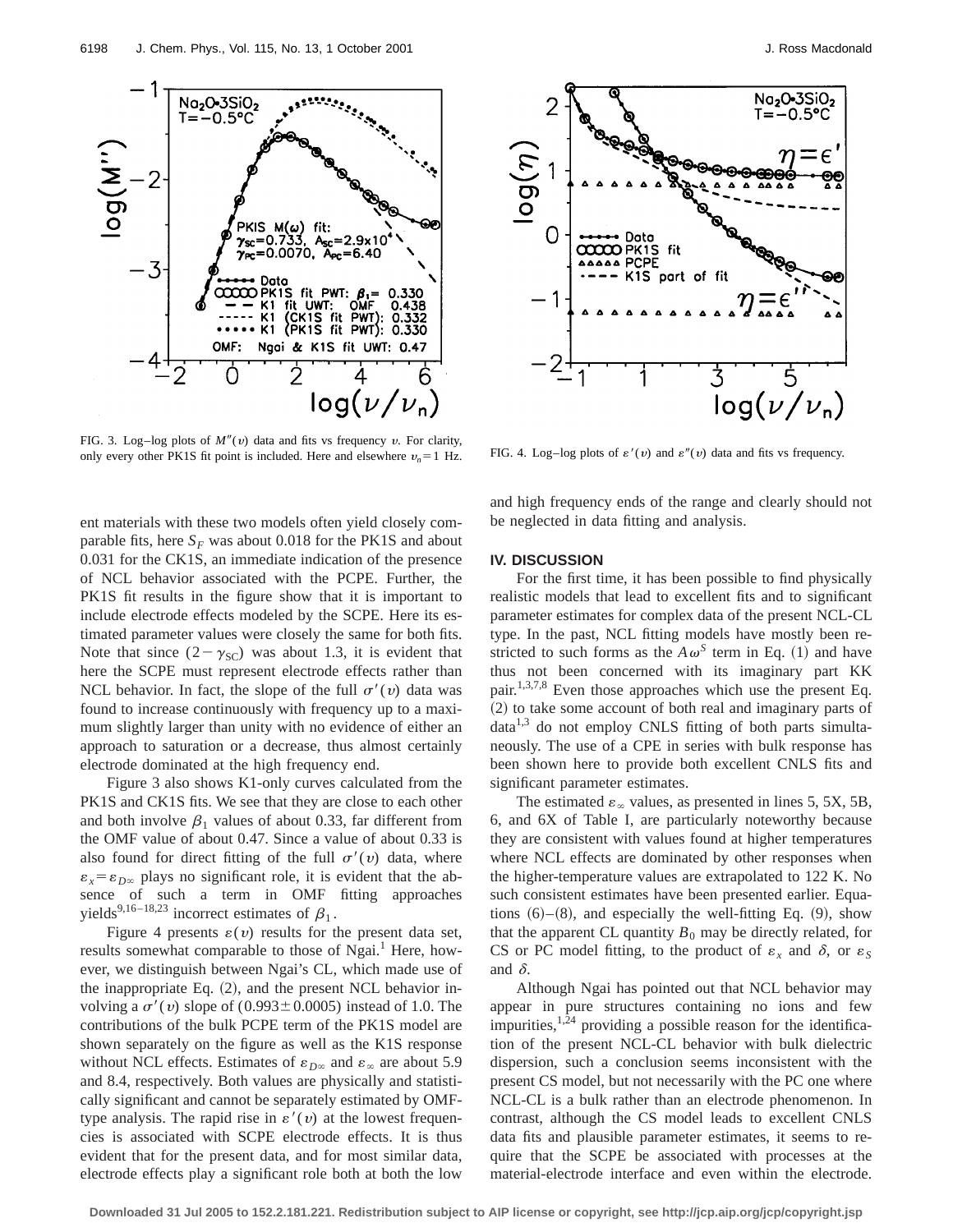FIG. 3. Log–log plots of $M''(\nu)$ data and fits vs frequency $\nu$. For clarity, only every other PK1S fit point is included. Here and elsewhere $\nu_n = 1$ Hz.

FIG. 4. Log–log plots of $\varepsilon'(\nu)$ and $\varepsilon''(\nu)$ data and fits vs frequency.

ent materials with these two models often yield closely comparable fits, here $S_F$ was about 0.018 for the PK1S and about 0.031 for the CK1S, an immediate indication of the presence of NCL behavior associated with the PCPE. Further, the PK1S fit results in the figure show that it is important to include electrode effects modeled by the SCPE. Here its estimated parameter values were closely the same for both fits. Note that since $(2-\gamma_{SC})$ was about 1.3, it is evident that here the SCPE must represent electrode effects rather than NCL behavior. In fact, the slope of the full $\sigma'(\nu)$ data was found to increase continuously with frequency up to a maximum slightly larger than unity with no evidence of either an approach to saturation or a decrease, thus almost certainly electrode dominated at the high frequency end.

Figure 3 also shows K1-only curves calculated from the PK1S and CK1S fits. We see that they are close to each other and both involve $\beta_1$ values of about 0.33, far different from the OMF value of about 0.47. Since a value of about 0.33 is also found for direct fitting of the full $\sigma'(\nu)$ data, where $\varepsilon_x = \varepsilon_{D\infty}$ plays no significant role, it is evident that the absence of such a term in OMF fitting approaches yields[9,16–18,23] incorrect estimates of $\beta_1$.

Figure 4 presents $\varepsilon(\nu)$ results for the present data set, results somewhat comparable to those of Ngai.[1] Here, however, we distinguish between Ngai's CL, which made use of the inappropriate Eq. (2), and the present NCL behavior involving a $\sigma'(\nu)$ slope of $(0.993 \pm 0.0005)$ instead of 1.0. The contributions of the bulk PCPE term of the PK1S model are shown separately on the figure as well as the K1S response without NCL effects. Estimates of $\varepsilon_{D\infty}$ and $\varepsilon_\infty$ are about 5.9 and 8.4, respectively. Both values are physically and statistically significant and cannot be separately estimated by OMF-type analysis. The rapid rise in $\varepsilon'(\nu)$ at the lowest frequencies is associated with SCPE electrode effects. It is thus evident that for the present data, and for most similar data, electrode effects play a significant role both at both the low and high frequency ends of the range and clearly should not be neglected in data fitting and analysis.

## IV. DISCUSSION

For the first time, it has been possible to find physically realistic models that lead to excellent fits and to significant parameter estimates for complex data of the present NCL-CL type. In the past, NCL fitting models have mostly been restricted to such forms as the $A\omega^S$ term in Eq. (1) and have thus not been concerned with its imaginary part KK pair.[1,3,7,8] Even those approaches which use the present Eq. (2) to take some account of both real and imaginary parts of data[1,3] do not employ CNLS fitting of both parts simultaneously. The use of a CPE in series with bulk response has been shown here to provide both excellent CNLS fits and significant parameter estimates.

The estimated $\varepsilon_\infty$ values, as presented in lines 5, 5X, 5B, 6, and 6X of Table I, are particularly noteworthy because they are consistent with values found at higher temperatures where NCL effects are dominated by other responses when the higher-temperature values are extrapolated to 122 K. No such consistent estimates have been presented earlier. Equations (6)–(8), and especially the well-fitting Eq. (9), show that the apparent CL quantity $B_0$ may be directly related, for CS or PC model fitting, to the product of $\varepsilon_x$ and $\delta$, or $\varepsilon_S$ and $\delta$.

Although Ngai has pointed out that NCL behavior may appear in pure structures containing no ions and few impurities,[1,24] providing a possible reason for the identification of the present NCL-CL behavior with bulk dielectric dispersion, such a conclusion seems inconsistent with the present CS model, but not necessarily with the PC one where NCL-CL is a bulk rather than an electrode phenomenon. In contrast, although the CS model leads to excellent CNLS data fits and plausible parameter estimates, it seems to require that the SCPE be associated with processes at the material-electrode interface and even within the electrode.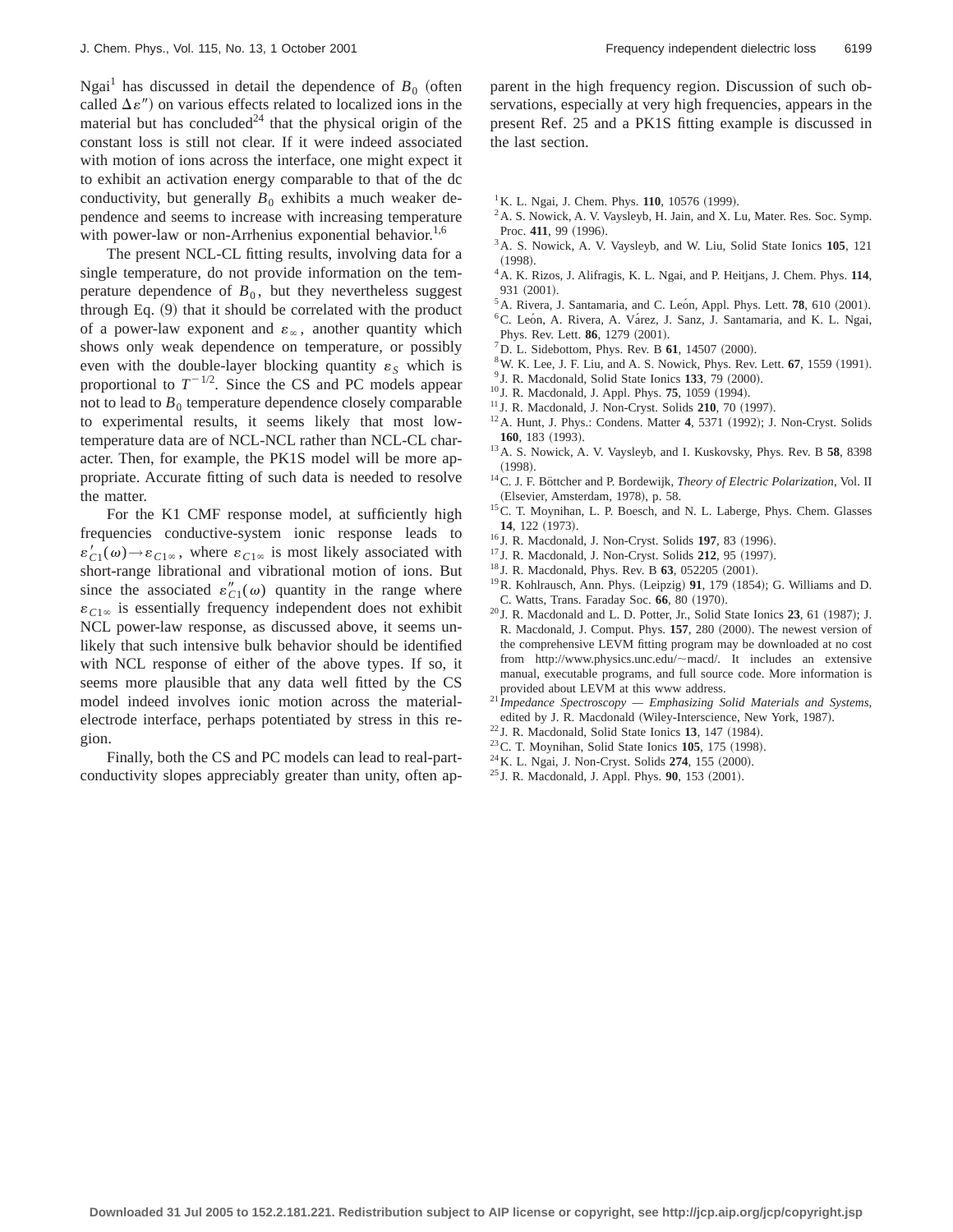Ngai[1] has discussed in detail the dependence of $B_0$ (often called $\Delta\varepsilon''$) on various effects related to localized ions in the material but has concluded[24] that the physical origin of the constant loss is still not clear. If it were indeed associated with motion of ions across the interface, one might expect it to exhibit an activation energy comparable to that of the dc conductivity, but generally $B_0$ exhibits a much weaker dependence and seems to increase with increasing temperature with power-law or non-Arrhenius exponential behavior.[1,6]

The present NCL-CL fitting results, involving data for a single temperature, do not provide information on the temperature dependence of $B_0$, but they nevertheless suggest through Eq. (9) that it should be correlated with the product of a power-law exponent and $\varepsilon_\infty$, another quantity which shows only weak dependence on temperature, or possibly even with the double-layer blocking quantity $\varepsilon_S$ which is proportional to $T^{-1/2}$. Since the CS and PC models appear not to lead to $B_0$ temperature dependence closely comparable to experimental results, it seems likely that most low-temperature data are of NCL-NCL rather than NCL-CL character. Then, for example, the PK1S model will be more appropriate. Accurate fitting of such data is needed to resolve the matter.

For the K1 CMF response model, at sufficiently high frequencies conductive-system ionic response leads to $\varepsilon'_{C1}(\omega)\rightarrow\varepsilon_{C1\infty}$, where $\varepsilon_{C1\infty}$ is most likely associated with short-range librational and vibrational motion of ions. But since the associated $\varepsilon''_{C1}(\omega)$ quantity in the range where $\varepsilon_{C1\infty}$ is essentially frequency independent does not exhibit NCL power-law response, as discussed above, it seems unlikely that such intensive bulk behavior should be identified with NCL response of either of the above types. If so, it seems more plausible that any data well fitted by the CS model indeed involves ionic motion across the material-electrode interface, perhaps potentiated by stress in this region.

Finally, both the CS and PC models can lead to real-part-conductivity slopes appreciably greater than unity, often apparent in the high frequency region. Discussion of such observations, especially at very high frequencies, appears in the present Ref. 25 and a PK1S fitting example is discussed in the last section.

[1] K. L. Ngai, J. Chem. Phys. **110**, 10576 (1999).
[2] A. S. Nowick, A. V. Vaysleyb, H. Jain, and X. Lu, Mater. Res. Soc. Symp. Proc. **411**, 99 (1996).
[3] A. S. Nowick, A. V. Vaysleyb, and W. Liu, Solid State Ionics **105**, 121 (1998).
[4] A. K. Rizos, J. Alifragis, K. L. Ngai, and P. Heitjans, J. Chem. Phys. **114**, 931 (2001).
[5] A. Rivera, J. Santamaria, and C. León, Appl. Phys. Lett. **78**, 610 (2001).
[6] C. León, A. Rivera, A. Várez, J. Sanz, J. Santamaria, and K. L. Ngai, Phys. Rev. Lett. **86**, 1279 (2001).
[7] D. L. Sidebottom, Phys. Rev. B **61**, 14507 (2000).
[8] W. K. Lee, J. F. Liu, and A. S. Nowick, Phys. Rev. Lett. **67**, 1559 (1991).
[9] J. R. Macdonald, Solid State Ionics **133**, 79 (2000).
[10] J. R. Macdonald, J. Appl. Phys. **75**, 1059 (1994).
[11] J. R. Macdonald, J. Non-Cryst. Solids **210**, 70 (1997).
[12] A. Hunt, J. Phys.: Condens. Matter **4**, 5371 (1992); J. Non-Cryst. Solids **160**, 183 (1993).
[13] A. S. Nowick, A. V. Vaysleyb, and I. Kuskovsky, Phys. Rev. B **58**, 8398 (1998).
[14] C. J. F. Böttcher and P. Bordewijk, *Theory of Electric Polarization*, Vol. II (Elsevier, Amsterdam, 1978), p. 58.
[15] C. T. Moynihan, L. P. Boesch, and N. L. Laberge, Phys. Chem. Glasses **14**, 122 (1973).
[16] J. R. Macdonald, J. Non-Cryst. Solids **197**, 83 (1996).
[17] J. R. Macdonald, J. Non-Cryst. Solids **212**, 95 (1997).
[18] J. R. Macdonald, Phys. Rev. B **63**, 052205 (2001).
[19] R. Kohlrausch, Ann. Phys. (Leipzig) **91**, 179 (1854); G. Williams and D. C. Watts, Trans. Faraday Soc. **66**, 80 (1970).
[20] J. R. Macdonald and L. D. Potter, Jr., Solid State Ionics **23**, 61 (1987); J. R. Macdonald, J. Comput. Phys. **157**, 280 (2000). The newest version of the comprehensive LEVM fitting program may be downloaded at no cost from http://www.physics.unc.edu/~macd/. It includes an extensive manual, executable programs, and full source code. More information is provided about LEVM at this www address.
[21] *Impedance Spectroscopy — Emphasizing Solid Materials and Systems*, edited by J. R. Macdonald (Wiley-Interscience, New York, 1987).
[22] J. R. Macdonald, Solid State Ionics **13**, 147 (1984).
[23] C. T. Moynihan, Solid State Ionics **105**, 175 (1998).
[24] K. L. Ngai, J. Non-Cryst. Solids **274**, 155 (2000).
[25] J. R. Macdonald, J. Appl. Phys. **90**, 153 (2001).